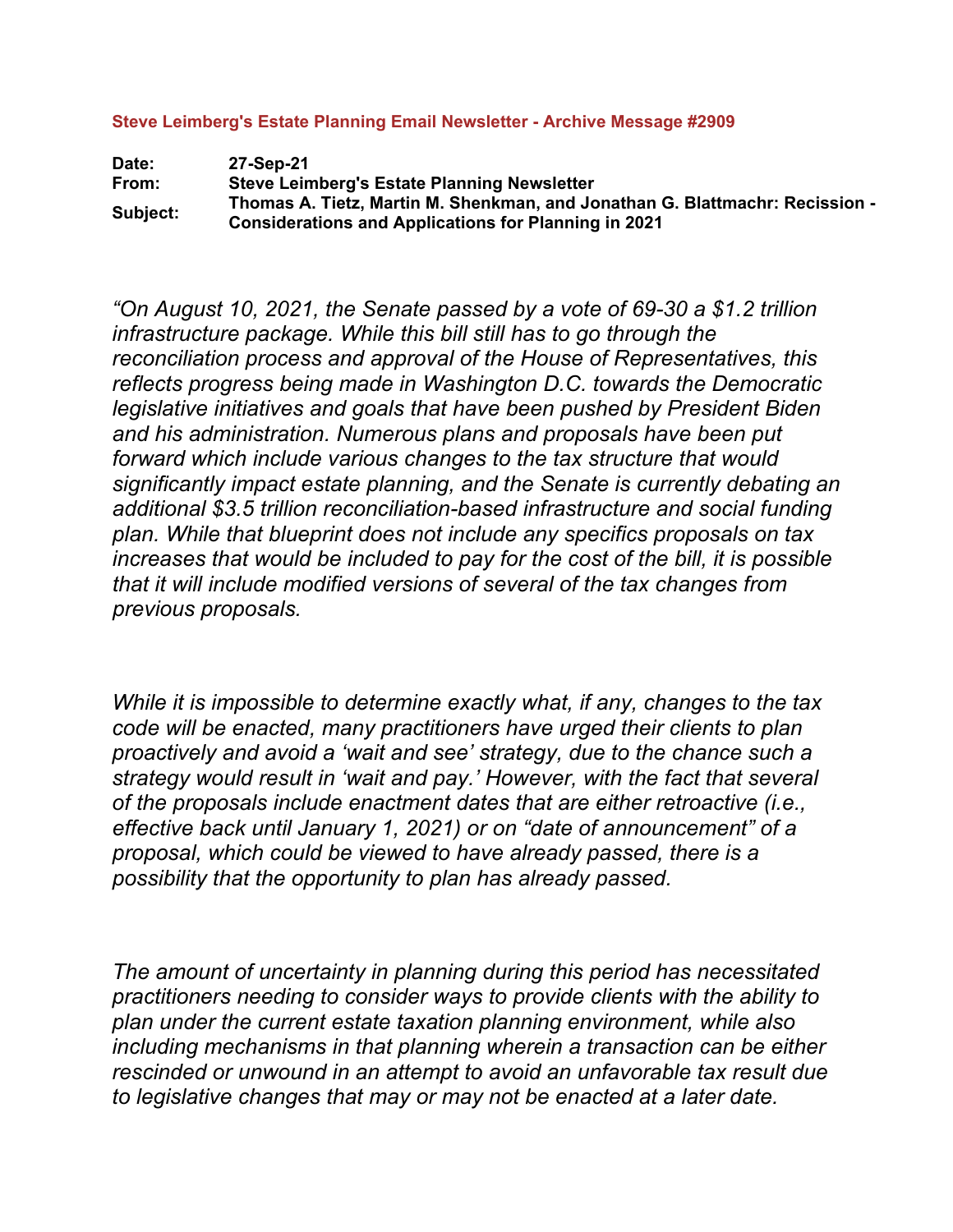**Steve Leimberg's Estate Planning Email Newsletter - Archive Message #2909**

**Date:** 27-Sep-21
**From:** Steve Leimberg's Estate Planning Newsletter
**Subject:** Thomas A. Tietz, Martin M. Shenkman, and Jonathan G. Blattmachr: Recission - Considerations and Applications for Planning in 2021

*"On August 10, 2021, the Senate passed by a vote of 69-30 a $1.2 trillion infrastructure package. While this bill still has to go through the reconciliation process and approval of the House of Representatives, this reflects progress being made in Washington D.C. towards the Democratic legislative initiatives and goals that have been pushed by President Biden and his administration. Numerous plans and proposals have been put forward which include various changes to the tax structure that would significantly impact estate planning, and the Senate is currently debating an additional $3.5 trillion reconciliation-based infrastructure and social funding plan. While that blueprint does not include any specifics proposals on tax increases that would be included to pay for the cost of the bill, it is possible that it will include modified versions of several of the tax changes from previous proposals.*

*While it is impossible to determine exactly what, if any, changes to the tax code will be enacted, many practitioners have urged their clients to plan proactively and avoid a 'wait and see' strategy, due to the chance such a strategy would result in 'wait and pay.' However, with the fact that several of the proposals include enactment dates that are either retroactive (i.e., effective back until January 1, 2021) or on "date of announcement" of a proposal, which could be viewed to have already passed, there is a possibility that the opportunity to plan has already passed.*

*The amount of uncertainty in planning during this period has necessitated practitioners needing to consider ways to provide clients with the ability to plan under the current estate taxation planning environment, while also including mechanisms in that planning wherein a transaction can be either rescinded or unwound in an attempt to avoid an unfavorable tax result due to legislative changes that may or may not be enacted at a later date.*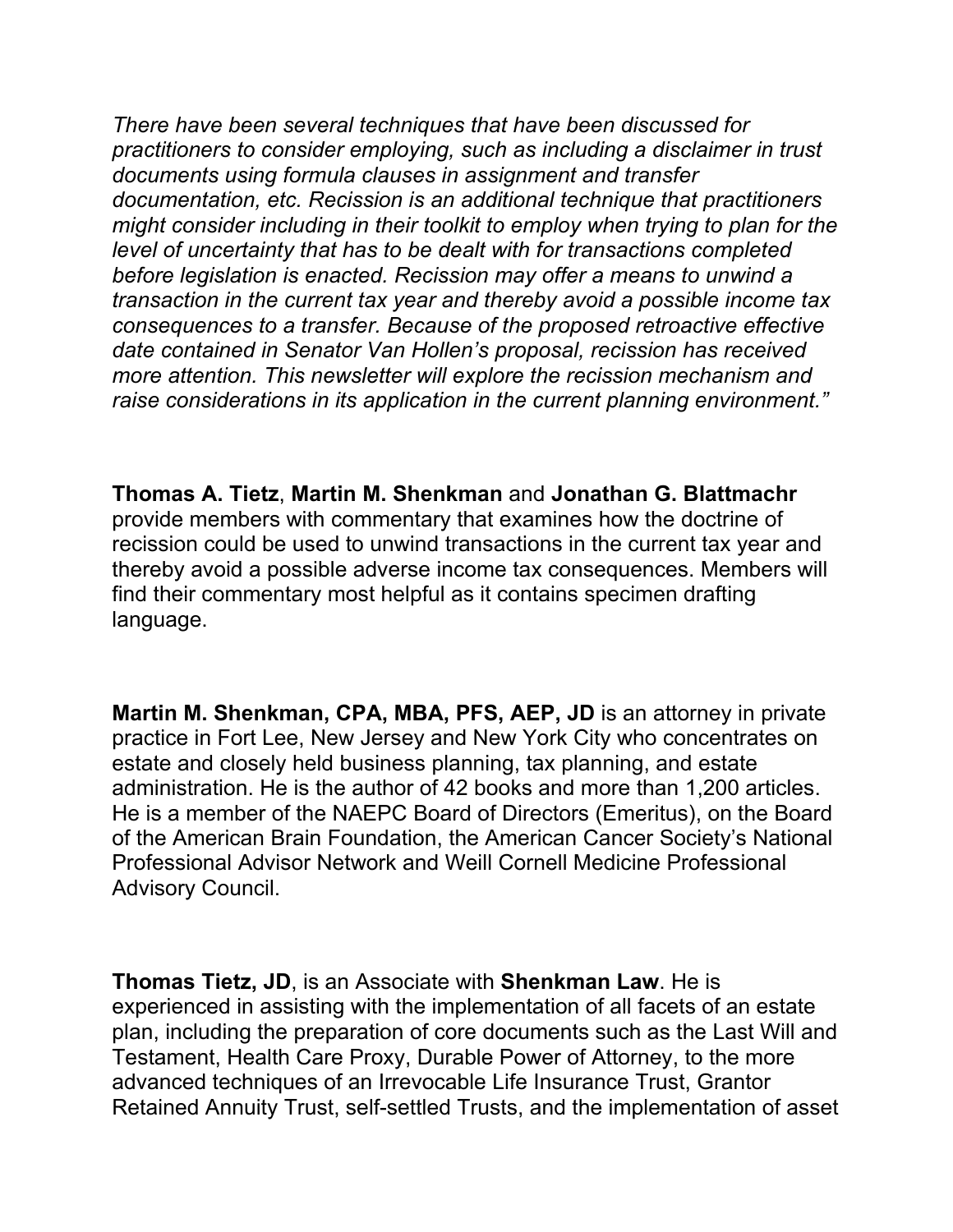*There have been several techniques that have been discussed for practitioners to consider employing, such as including a disclaimer in trust documents using formula clauses in assignment and transfer documentation, etc. Recission is an additional technique that practitioners might consider including in their toolkit to employ when trying to plan for the level of uncertainty that has to be dealt with for transactions completed before legislation is enacted. Recission may offer a means to unwind a transaction in the current tax year and thereby avoid a possible income tax consequences to a transfer. Because of the proposed retroactive effective date contained in Senator Van Hollen's proposal, recission has received more attention. This newsletter will explore the recission mechanism and raise considerations in its application in the current planning environment."*

**Thomas A. Tietz**, **Martin M. Shenkman** and **Jonathan G. Blattmachr** provide members with commentary that examines how the doctrine of recission could be used to unwind transactions in the current tax year and thereby avoid a possible adverse income tax consequences. Members will find their commentary most helpful as it contains specimen drafting language.

**Martin M. Shenkman, CPA, MBA, PFS, AEP, JD** is an attorney in private practice in Fort Lee, New Jersey and New York City who concentrates on estate and closely held business planning, tax planning, and estate administration. He is the author of 42 books and more than 1,200 articles. He is a member of the NAEPC Board of Directors (Emeritus), on the Board of the American Brain Foundation, the American Cancer Society's National Professional Advisor Network and Weill Cornell Medicine Professional Advisory Council.

**Thomas Tietz, JD**, is an Associate with **Shenkman Law**. He is experienced in assisting with the implementation of all facets of an estate plan, including the preparation of core documents such as the Last Will and Testament, Health Care Proxy, Durable Power of Attorney, to the more advanced techniques of an Irrevocable Life Insurance Trust, Grantor Retained Annuity Trust, self-settled Trusts, and the implementation of asset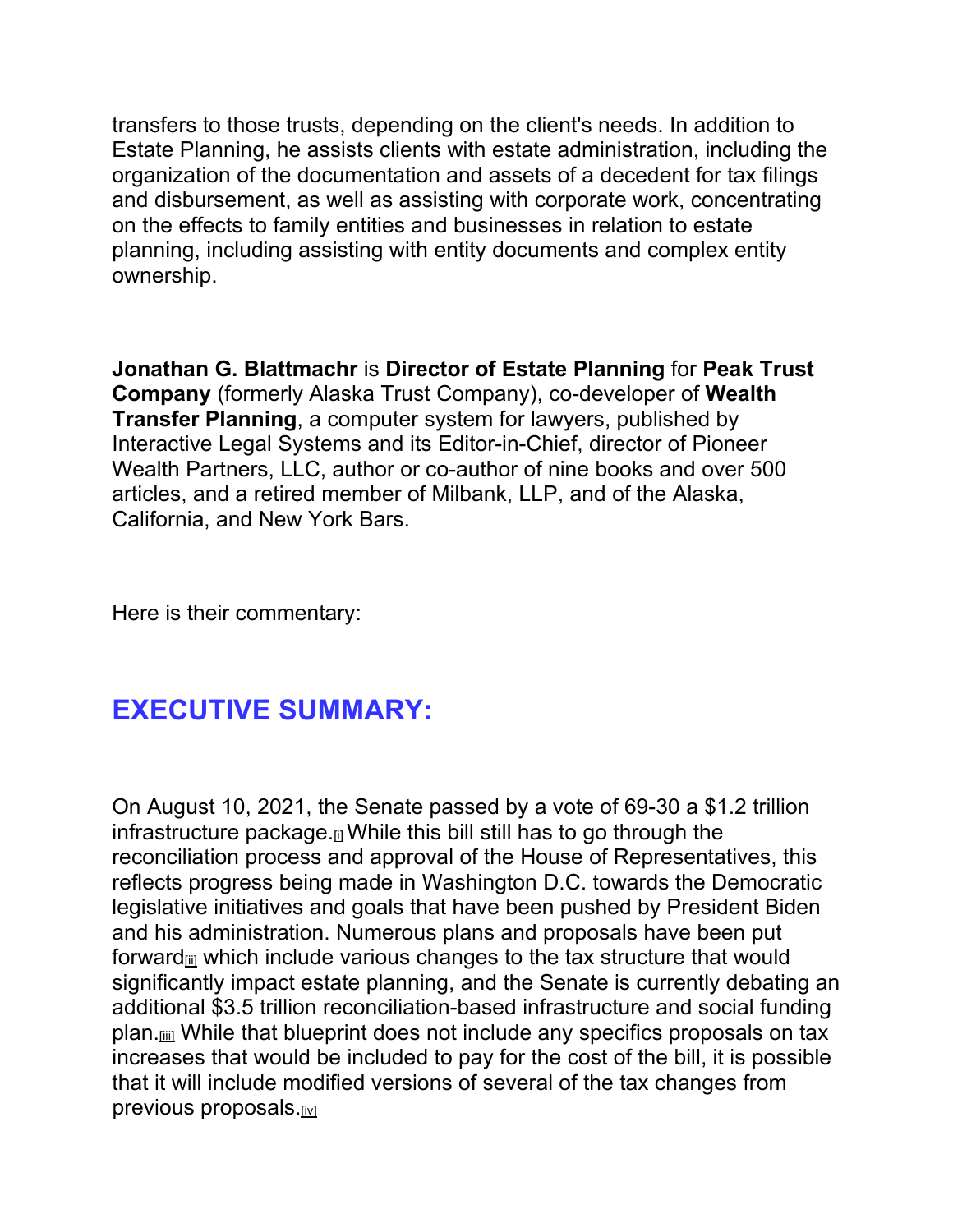transfers to those trusts, depending on the client's needs. In addition to Estate Planning, he assists clients with estate administration, including the organization of the documentation and assets of a decedent for tax filings and disbursement, as well as assisting with corporate work, concentrating on the effects to family entities and businesses in relation to estate planning, including assisting with entity documents and complex entity ownership.

**Jonathan G. Blattmachr** is **Director of Estate Planning** for **Peak Trust Company** (formerly Alaska Trust Company), co-developer of **Wealth Transfer Planning**, a computer system for lawyers, published by Interactive Legal Systems and its Editor-in-Chief, director of Pioneer Wealth Partners, LLC, author or co-author of nine books and over 500 articles, and a retired member of Milbank, LLP, and of the Alaska, California, and New York Bars.

Here is their commentary:

## EXECUTIVE SUMMARY:

On August 10, 2021, the Senate passed by a vote of 69-30 a $1.2 trillion infrastructure package.[i] While this bill still has to go through the reconciliation process and approval of the House of Representatives, this reflects progress being made in Washington D.C. towards the Democratic legislative initiatives and goals that have been pushed by President Biden and his administration. Numerous plans and proposals have been put forward[ii] which include various changes to the tax structure that would significantly impact estate planning, and the Senate is currently debating an additional $3.5 trillion reconciliation-based infrastructure and social funding plan.[iii] While that blueprint does not include any specifics proposals on tax increases that would be included to pay for the cost of the bill, it is possible that it will include modified versions of several of the tax changes from previous proposals.[iv]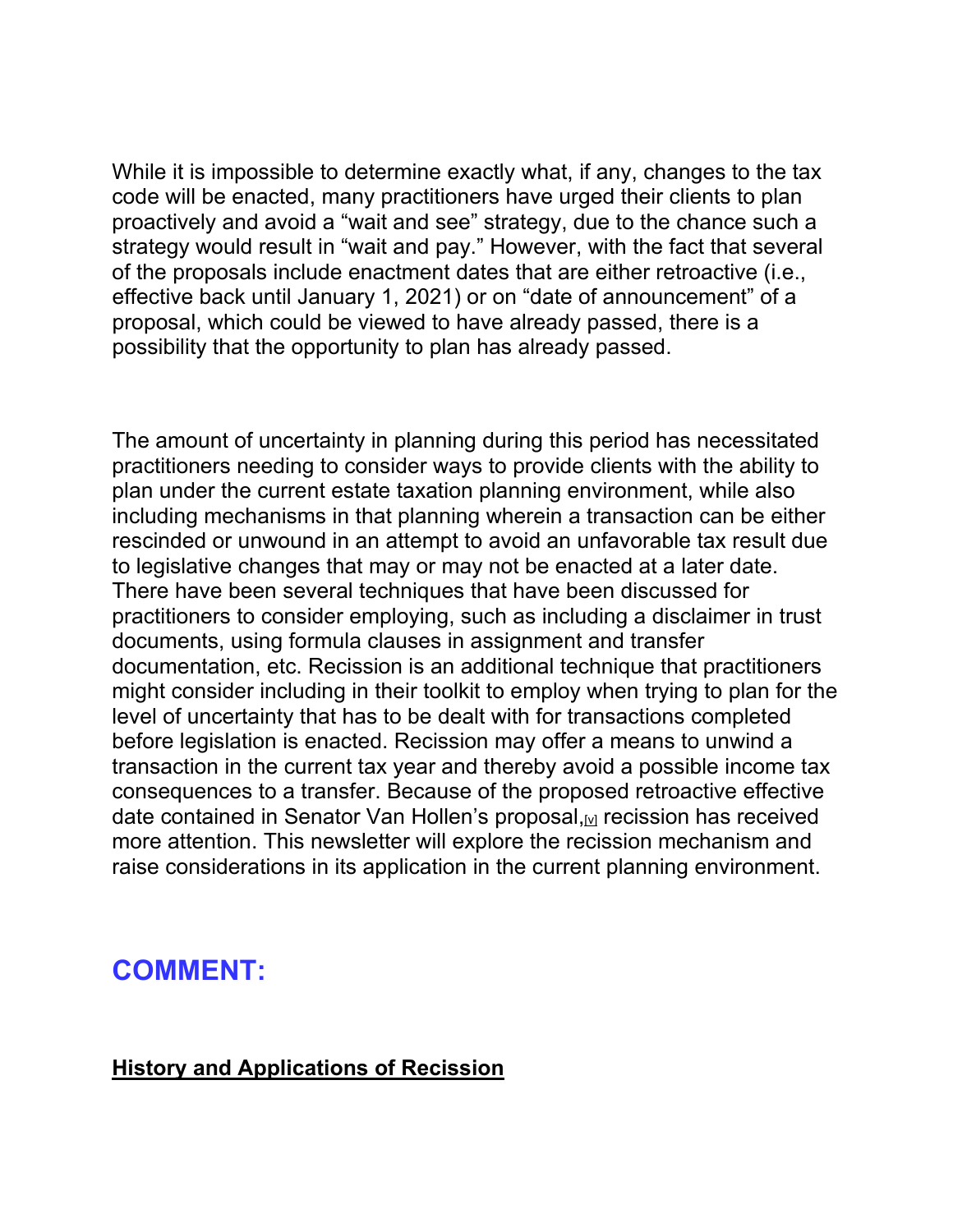While it is impossible to determine exactly what, if any, changes to the tax code will be enacted, many practitioners have urged their clients to plan proactively and avoid a “wait and see” strategy, due to the chance such a strategy would result in “wait and pay.” However, with the fact that several of the proposals include enactment dates that are either retroactive (i.e., effective back until January 1, 2021) or on “date of announcement” of a proposal, which could be viewed to have already passed, there is a possibility that the opportunity to plan has already passed.

The amount of uncertainty in planning during this period has necessitated practitioners needing to consider ways to provide clients with the ability to plan under the current estate taxation planning environment, while also including mechanisms in that planning wherein a transaction can be either rescinded or unwound in an attempt to avoid an unfavorable tax result due to legislative changes that may or may not be enacted at a later date. There have been several techniques that have been discussed for practitioners to consider employing, such as including a disclaimer in trust documents, using formula clauses in assignment and transfer documentation, etc. Recission is an additional technique that practitioners might consider including in their toolkit to employ when trying to plan for the level of uncertainty that has to be dealt with for transactions completed before legislation is enacted. Recission may offer a means to unwind a transaction in the current tax year and thereby avoid a possible income tax consequences to a transfer. Because of the proposed retroactive effective date contained in Senator Van Hollen’s proposal,[v] recission has received more attention. This newsletter will explore the recission mechanism and raise considerations in its application in the current planning environment.

## COMMENT:

### History and Applications of Recission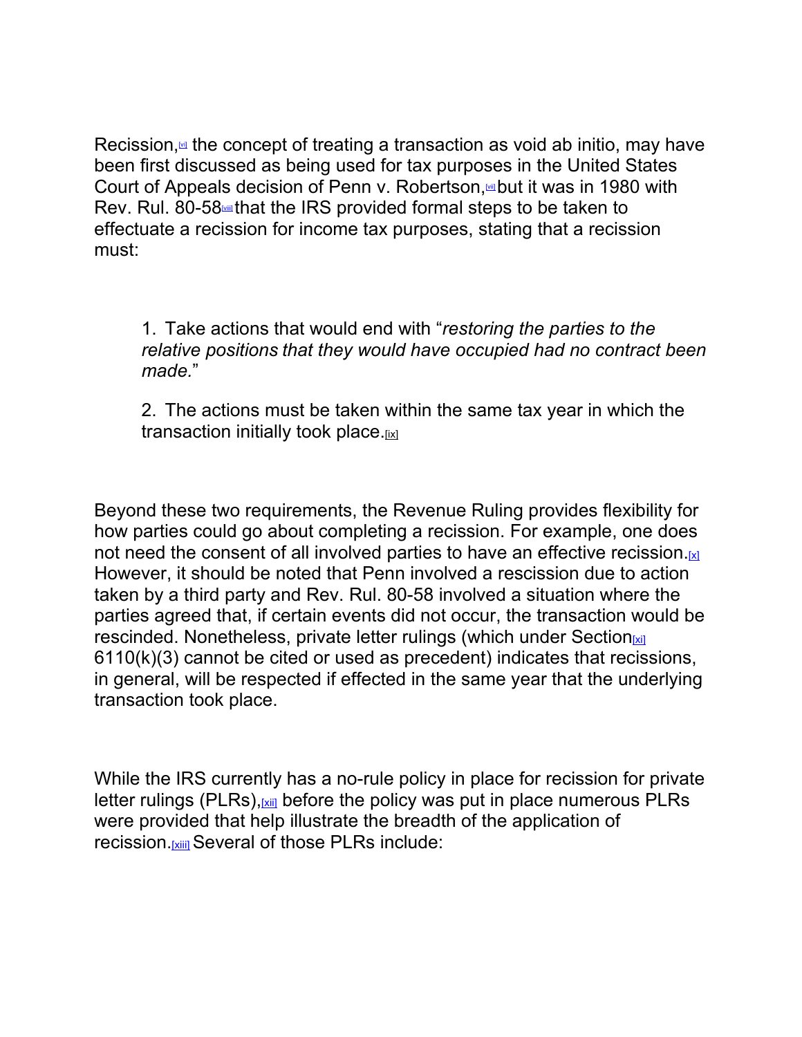Recission,[vi] the concept of treating a transaction as void ab initio, may have been first discussed as being used for tax purposes in the United States Court of Appeals decision of Penn v. Robertson,[vii] but it was in 1980 with Rev. Rul. 80-58[viii] that the IRS provided formal steps to be taken to effectuate a recission for income tax purposes, stating that a recission must:

1. Take actions that would end with "*restoring the parties to the relative positions that they would have occupied had no contract been made.*"

2. The actions must be taken within the same tax year in which the transaction initially took place.[ix]

Beyond these two requirements, the Revenue Ruling provides flexibility for how parties could go about completing a recission. For example, one does not need the consent of all involved parties to have an effective recission.[x] However, it should be noted that Penn involved a rescission due to action taken by a third party and Rev. Rul. 80-58 involved a situation where the parties agreed that, if certain events did not occur, the transaction would be rescinded. Nonetheless, private letter rulings (which under Section[xi] 6110(k)(3) cannot be cited or used as precedent) indicates that recissions, in general, will be respected if effected in the same year that the underlying transaction took place.

While the IRS currently has a no-rule policy in place for recission for private letter rulings (PLRs),[xii] before the policy was put in place numerous PLRs were provided that help illustrate the breadth of the application of recission.[xiii] Several of those PLRs include: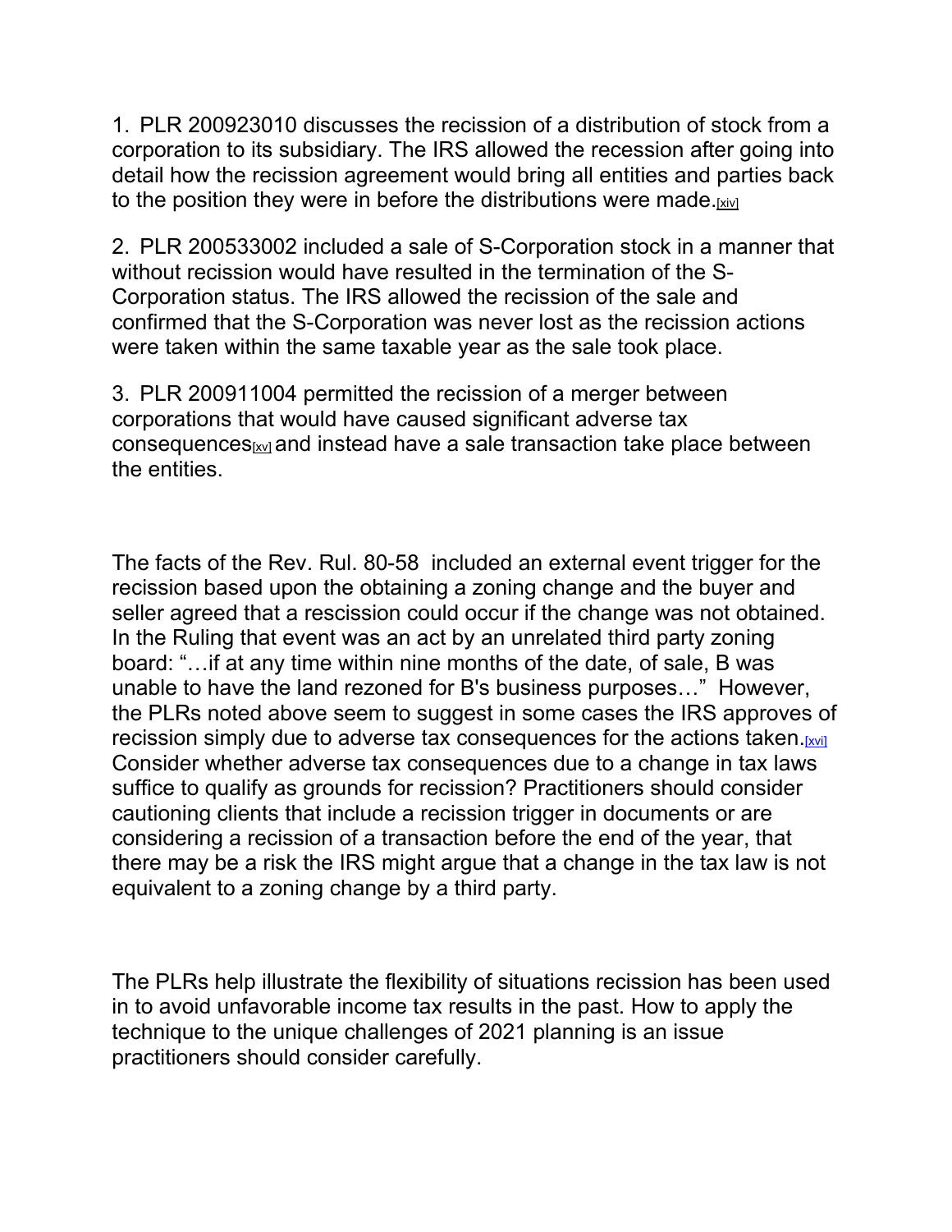1. PLR 200923010 discusses the recission of a distribution of stock from a corporation to its subsidiary. The IRS allowed the recession after going into detail how the recission agreement would bring all entities and parties back to the position they were in before the distributions were made.[xiv]

2. PLR 200533002 included a sale of S-Corporation stock in a manner that without recission would have resulted in the termination of the S-Corporation status. The IRS allowed the recission of the sale and confirmed that the S-Corporation was never lost as the recission actions were taken within the same taxable year as the sale took place.

3. PLR 200911004 permitted the recission of a merger between corporations that would have caused significant adverse tax consequences[xv] and instead have a sale transaction take place between the entities.

The facts of the Rev. Rul. 80-58 included an external event trigger for the recission based upon the obtaining a zoning change and the buyer and seller agreed that a rescission could occur if the change was not obtained. In the Ruling that event was an act by an unrelated third party zoning board: "…if at any time within nine months of the date, of sale, B was unable to have the land rezoned for B's business purposes…" However, the PLRs noted above seem to suggest in some cases the IRS approves of recission simply due to adverse tax consequences for the actions taken.[xvi] Consider whether adverse tax consequences due to a change in tax laws suffice to qualify as grounds for recission? Practitioners should consider cautioning clients that include a recission trigger in documents or are considering a recission of a transaction before the end of the year, that there may be a risk the IRS might argue that a change in the tax law is not equivalent to a zoning change by a third party.

The PLRs help illustrate the flexibility of situations recission has been used in to avoid unfavorable income tax results in the past. How to apply the technique to the unique challenges of 2021 planning is an issue practitioners should consider carefully.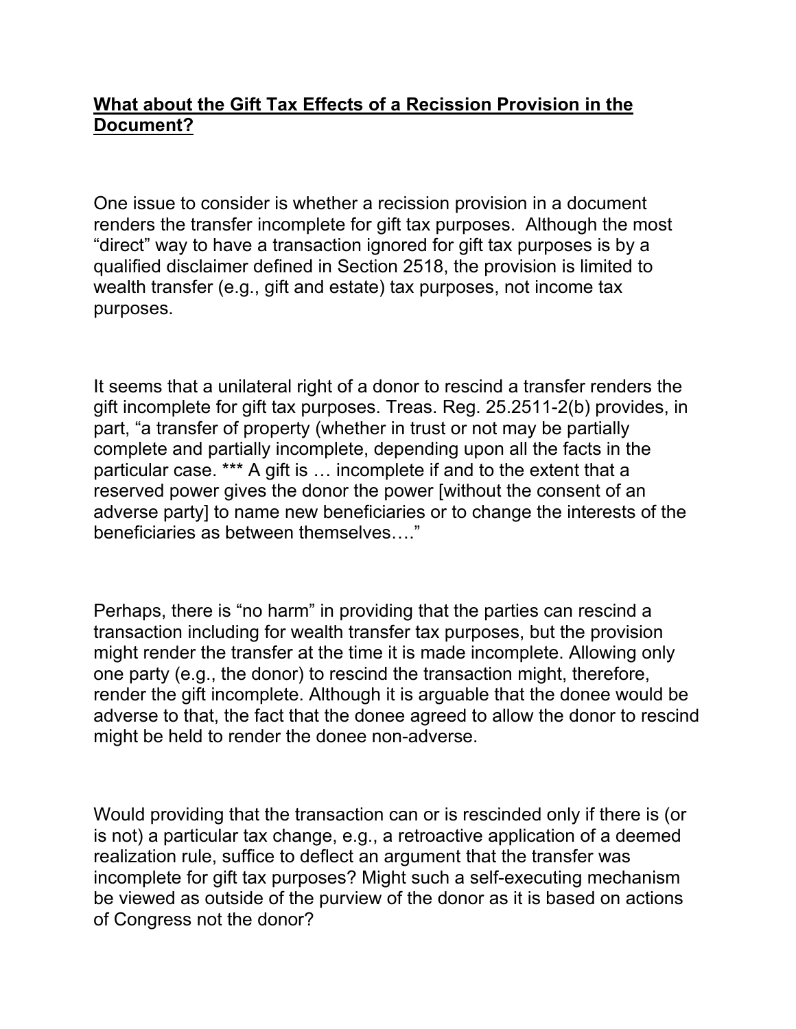**What about the Gift Tax Effects of a Recission Provision in the Document?**

One issue to consider is whether a recission provision in a document renders the transfer incomplete for gift tax purposes. Although the most "direct" way to have a transaction ignored for gift tax purposes is by a qualified disclaimer defined in Section 2518, the provision is limited to wealth transfer (e.g., gift and estate) tax purposes, not income tax purposes.

It seems that a unilateral right of a donor to rescind a transfer renders the gift incomplete for gift tax purposes. Treas. Reg. 25.2511-2(b) provides, in part, "a transfer of property (whether in trust or not may be partially complete and partially incomplete, depending upon all the facts in the particular case. *** A gift is … incomplete if and to the extent that a reserved power gives the donor the power [without the consent of an adverse party] to name new beneficiaries or to change the interests of the beneficiaries as between themselves…."

Perhaps, there is "no harm" in providing that the parties can rescind a transaction including for wealth transfer tax purposes, but the provision might render the transfer at the time it is made incomplete. Allowing only one party (e.g., the donor) to rescind the transaction might, therefore, render the gift incomplete. Although it is arguable that the donee would be adverse to that, the fact that the donee agreed to allow the donor to rescind might be held to render the donee non-adverse.

Would providing that the transaction can or is rescinded only if there is (or is not) a particular tax change, e.g., a retroactive application of a deemed realization rule, suffice to deflect an argument that the transfer was incomplete for gift tax purposes? Might such a self-executing mechanism be viewed as outside of the purview of the donor as it is based on actions of Congress not the donor?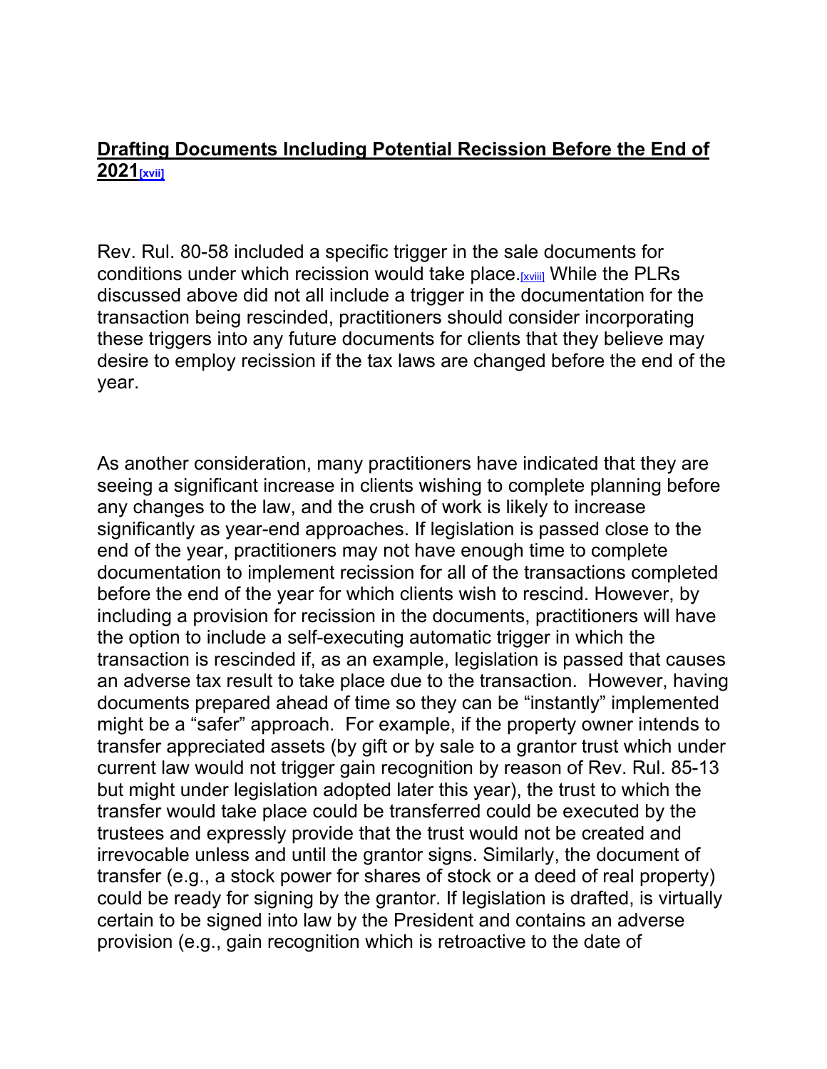## **Drafting Documents Including Potential Recission Before the End of 2021**[xvii]

Rev. Rul. 80-58 included a specific trigger in the sale documents for conditions under which recission would take place.[xviii] While the PLRs discussed above did not all include a trigger in the documentation for the transaction being rescinded, practitioners should consider incorporating these triggers into any future documents for clients that they believe may desire to employ recission if the tax laws are changed before the end of the year.

As another consideration, many practitioners have indicated that they are seeing a significant increase in clients wishing to complete planning before any changes to the law, and the crush of work is likely to increase significantly as year-end approaches. If legislation is passed close to the end of the year, practitioners may not have enough time to complete documentation to implement recission for all of the transactions completed before the end of the year for which clients wish to rescind. However, by including a provision for recission in the documents, practitioners will have the option to include a self-executing automatic trigger in which the transaction is rescinded if, as an example, legislation is passed that causes an adverse tax result to take place due to the transaction. However, having documents prepared ahead of time so they can be "instantly" implemented might be a "safer" approach. For example, if the property owner intends to transfer appreciated assets (by gift or by sale to a grantor trust which under current law would not trigger gain recognition by reason of Rev. Rul. 85-13 but might under legislation adopted later this year), the trust to which the transfer would take place could be transferred could be executed by the trustees and expressly provide that the trust would not be created and irrevocable unless and until the grantor signs. Similarly, the document of transfer (e.g., a stock power for shares of stock or a deed of real property) could be ready for signing by the grantor. If legislation is drafted, is virtually certain to be signed into law by the President and contains an adverse provision (e.g., gain recognition which is retroactive to the date of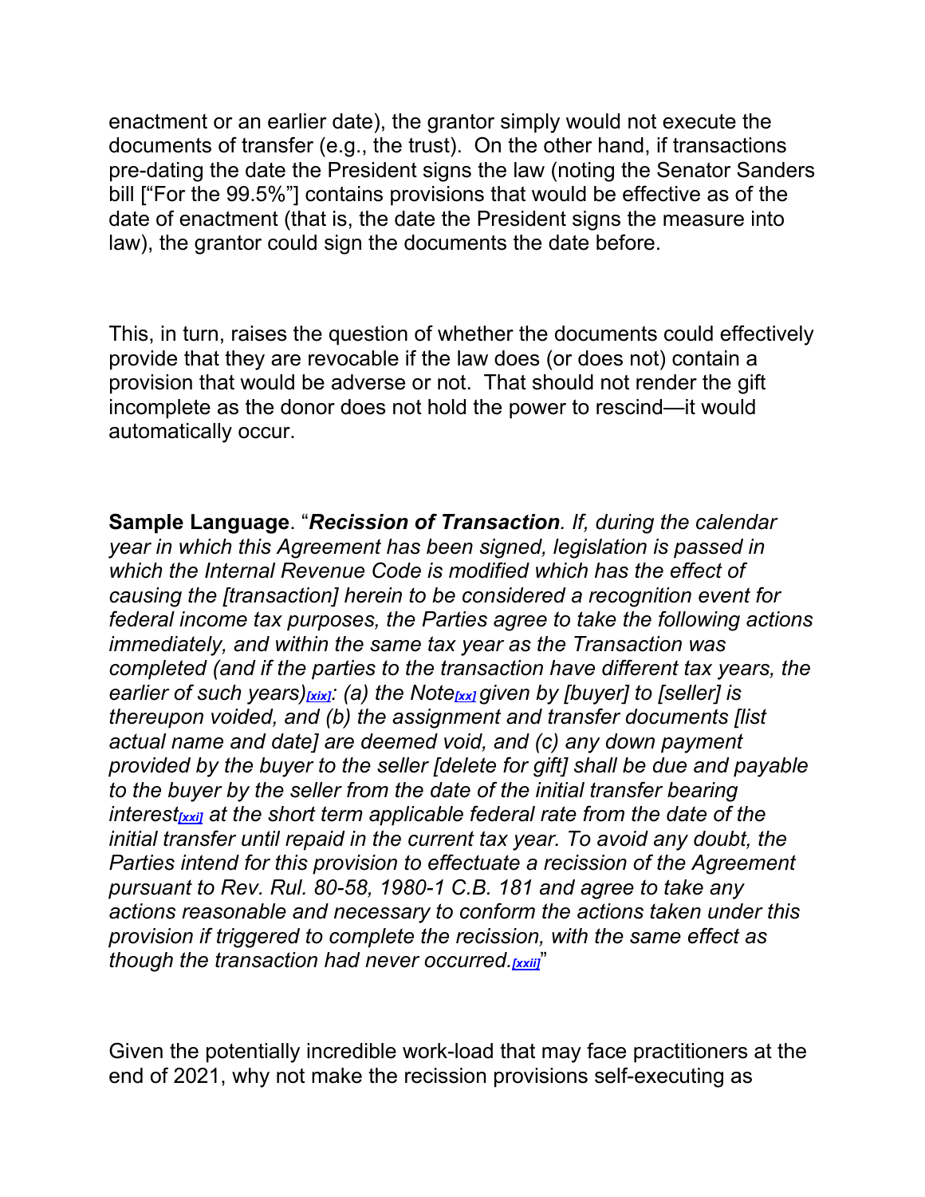enactment or an earlier date), the grantor simply would not execute the documents of transfer (e.g., the trust). On the other hand, if transactions pre-dating the date the President signs the law (noting the Senator Sanders bill ["For the 99.5%"] contains provisions that would be effective as of the date of enactment (that is, the date the President signs the measure into law), the grantor could sign the documents the date before.

This, in turn, raises the question of whether the documents could effectively provide that they are revocable if the law does (or does not) contain a provision that would be adverse or not. That should not render the gift incomplete as the donor does not hold the power to rescind—it would automatically occur.

**Sample Language**. "***Recission of Transaction**. If, during the calendar year in which this Agreement has been signed, legislation is passed in which the Internal Revenue Code is modified which has the effect of causing the [transaction] herein to be considered a recognition event for federal income tax purposes, the Parties agree to take the following actions immediately, and within the same tax year as the Transaction was completed (and if the parties to the transaction have different tax years, the earlier of such years)[xix]: (a) the Note[xx] given by [buyer] to [seller] is thereupon voided, and (b) the assignment and transfer documents [list actual name and date] are deemed void, and (c) any down payment provided by the buyer to the seller [delete for gift] shall be due and payable to the buyer by the seller from the date of the initial transfer bearing interest[xxi] at the short term applicable federal rate from the date of the initial transfer until repaid in the current tax year. To avoid any doubt, the Parties intend for this provision to effectuate a recission of the Agreement pursuant to Rev. Rul. 80-58, 1980-1 C.B. 181 and agree to take any actions reasonable and necessary to conform the actions taken under this provision if triggered to complete the recission, with the same effect as though the transaction had never occurred.[xxii]*"

Given the potentially incredible work-load that may face practitioners at the end of 2021, why not make the recission provisions self-executing as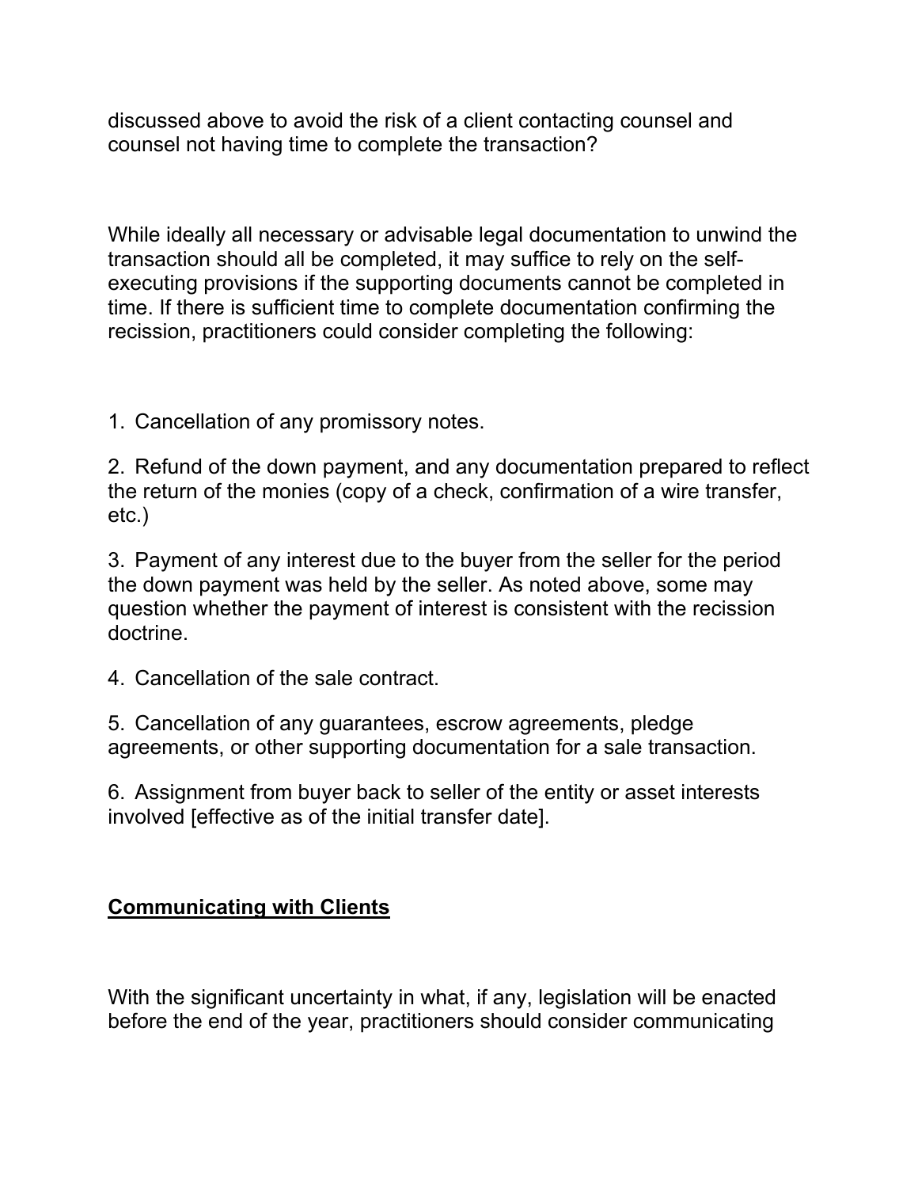discussed above to avoid the risk of a client contacting counsel and counsel not having time to complete the transaction?

While ideally all necessary or advisable legal documentation to unwind the transaction should all be completed, it may suffice to rely on the self-executing provisions if the supporting documents cannot be completed in time. If there is sufficient time to complete documentation confirming the recission, practitioners could consider completing the following:

1. Cancellation of any promissory notes.

2. Refund of the down payment, and any documentation prepared to reflect the return of the monies (copy of a check, confirmation of a wire transfer, etc.)

3. Payment of any interest due to the buyer from the seller for the period the down payment was held by the seller. As noted above, some may question whether the payment of interest is consistent with the recission doctrine.

4. Cancellation of the sale contract.

5. Cancellation of any guarantees, escrow agreements, pledge agreements, or other supporting documentation for a sale transaction.

6. Assignment from buyer back to seller of the entity or asset interests involved [effective as of the initial transfer date].

## **Communicating with Clients**

With the significant uncertainty in what, if any, legislation will be enacted before the end of the year, practitioners should consider communicating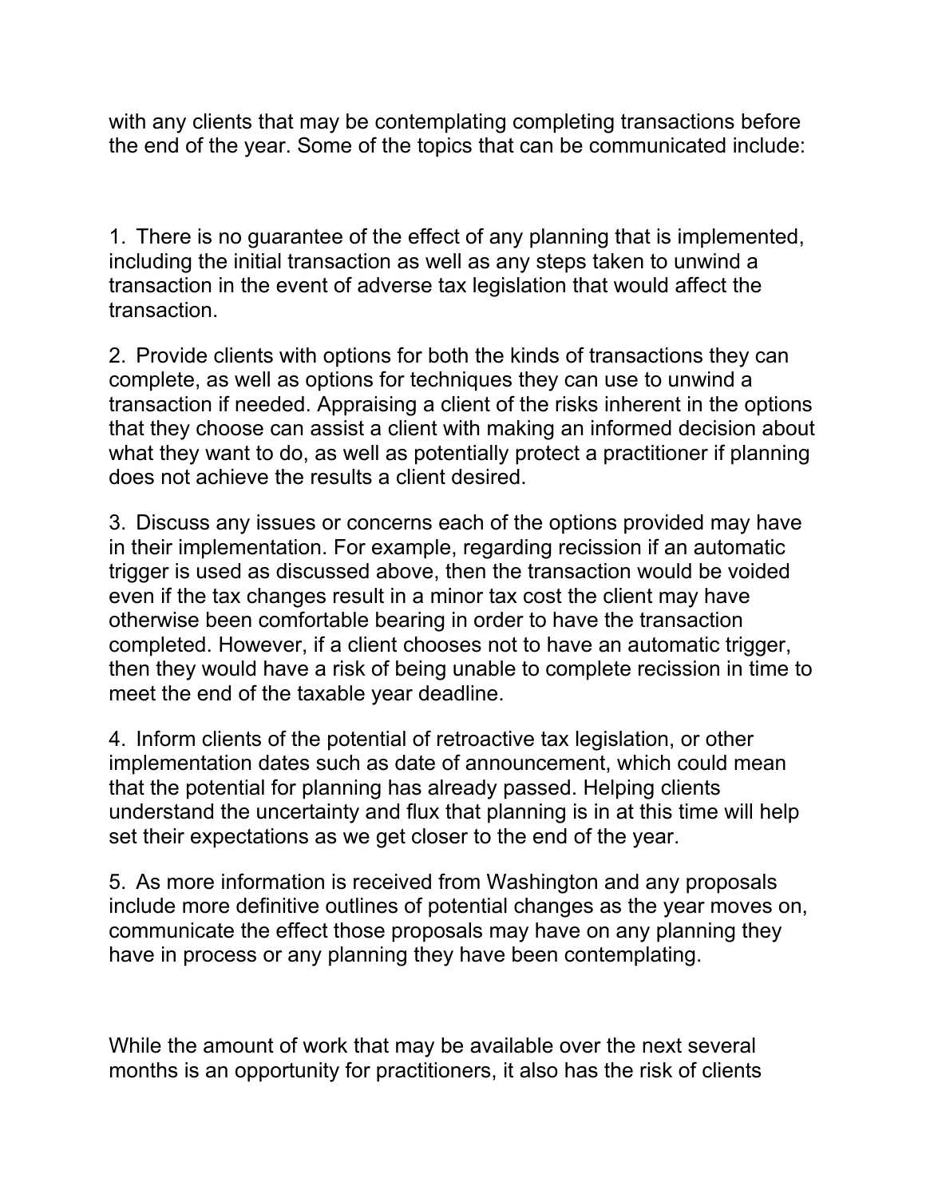with any clients that may be contemplating completing transactions before the end of the year. Some of the topics that can be communicated include:

1. There is no guarantee of the effect of any planning that is implemented, including the initial transaction as well as any steps taken to unwind a transaction in the event of adverse tax legislation that would affect the transaction.

2. Provide clients with options for both the kinds of transactions they can complete, as well as options for techniques they can use to unwind a transaction if needed. Appraising a client of the risks inherent in the options that they choose can assist a client with making an informed decision about what they want to do, as well as potentially protect a practitioner if planning does not achieve the results a client desired.

3. Discuss any issues or concerns each of the options provided may have in their implementation. For example, regarding recission if an automatic trigger is used as discussed above, then the transaction would be voided even if the tax changes result in a minor tax cost the client may have otherwise been comfortable bearing in order to have the transaction completed. However, if a client chooses not to have an automatic trigger, then they would have a risk of being unable to complete recission in time to meet the end of the taxable year deadline.

4. Inform clients of the potential of retroactive tax legislation, or other implementation dates such as date of announcement, which could mean that the potential for planning has already passed. Helping clients understand the uncertainty and flux that planning is in at this time will help set their expectations as we get closer to the end of the year.

5. As more information is received from Washington and any proposals include more definitive outlines of potential changes as the year moves on, communicate the effect those proposals may have on any planning they have in process or any planning they have been contemplating.

While the amount of work that may be available over the next several months is an opportunity for practitioners, it also has the risk of clients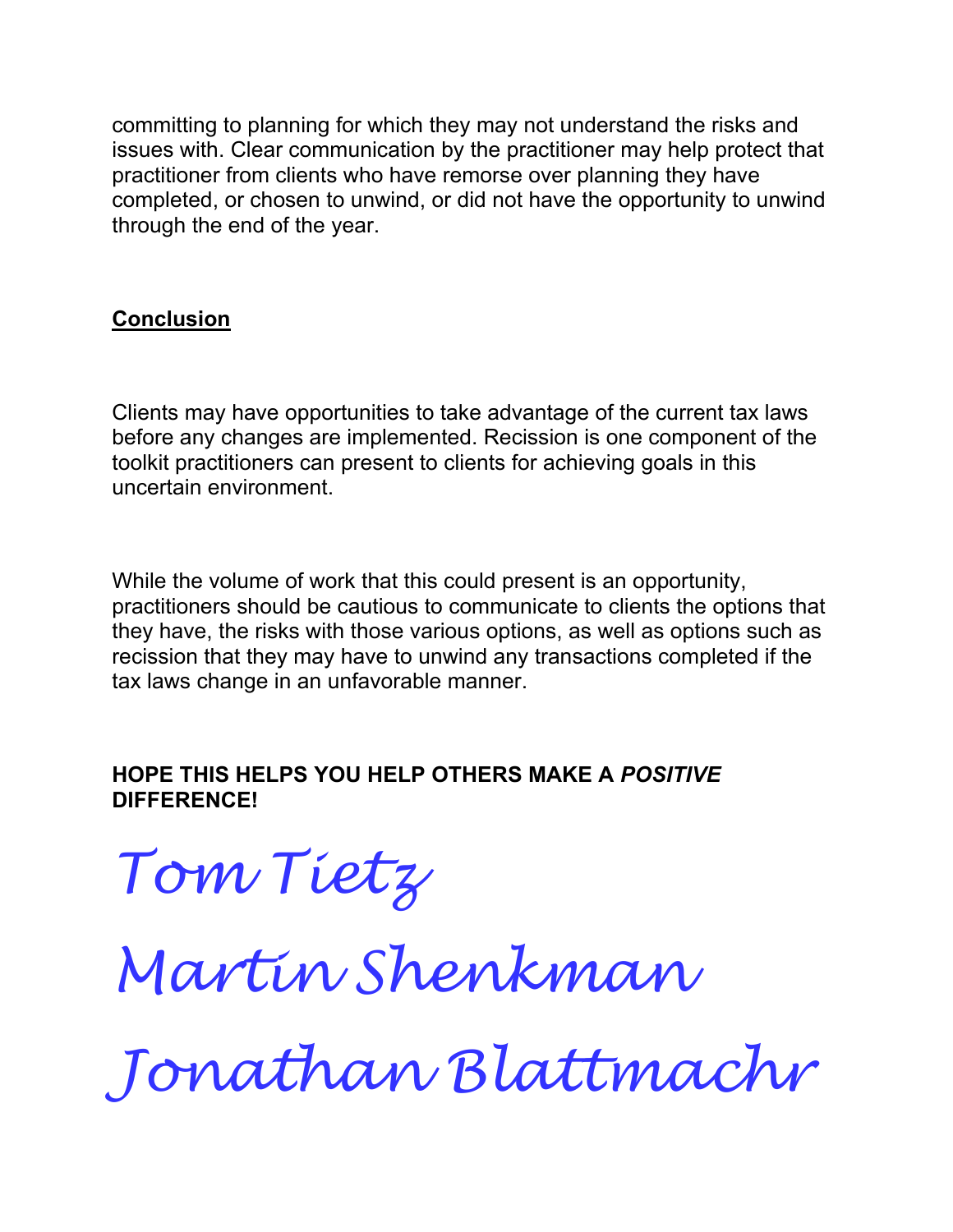committing to planning for which they may not understand the risks and issues with. Clear communication by the practitioner may help protect that practitioner from clients who have remorse over planning they have completed, or chosen to unwind, or did not have the opportunity to unwind through the end of the year.

## **Conclusion**

Clients may have opportunities to take advantage of the current tax laws before any changes are implemented. Recission is one component of the toolkit practitioners can present to clients for achieving goals in this uncertain environment.

While the volume of work that this could present is an opportunity, practitioners should be cautious to communicate to clients the options that they have, the risks with those various options, as well as options such as recission that they may have to unwind any transactions completed if the tax laws change in an unfavorable manner.

**HOPE THIS HELPS YOU HELP OTHERS MAKE A *POSITIVE* DIFFERENCE!**

*Tom Tietz*

*Martin Shenkman*

*Jonathan Blattmachr*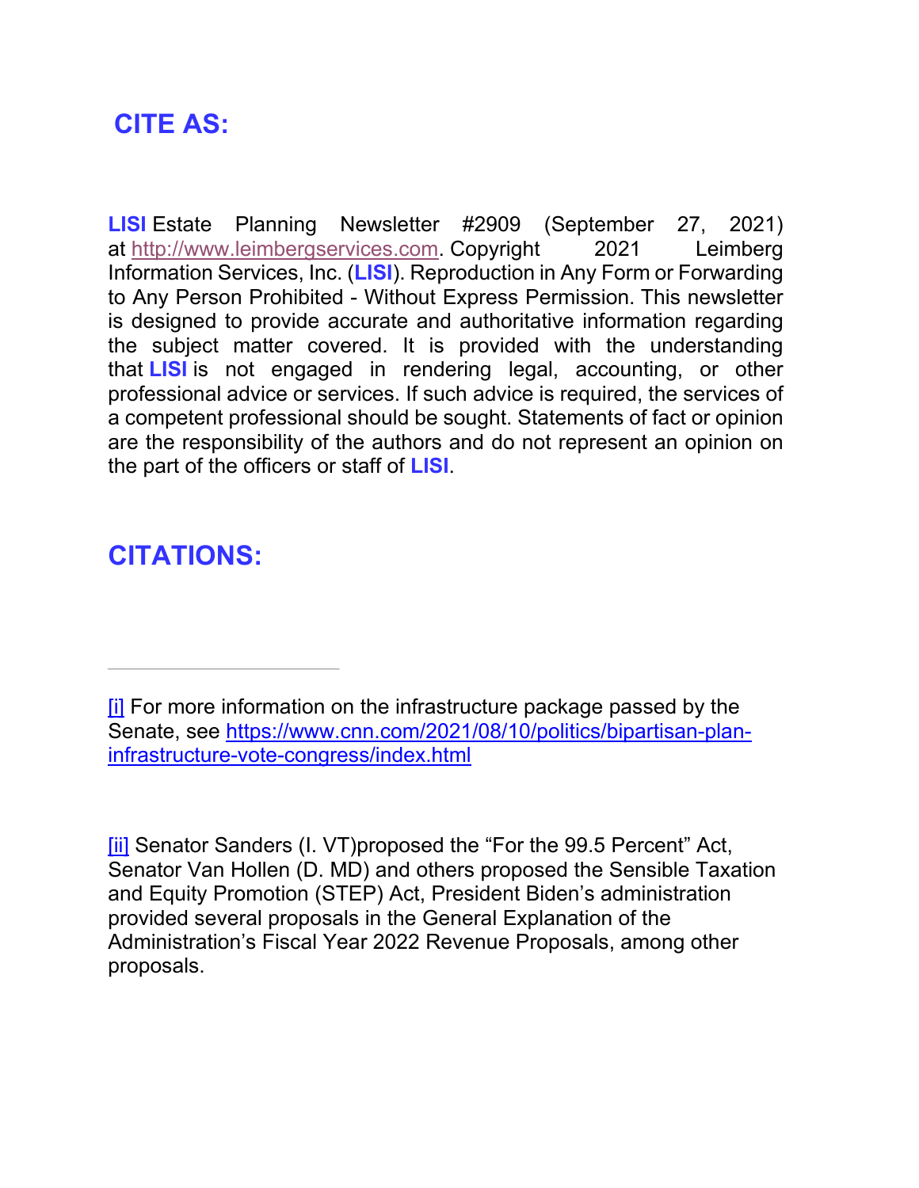## CITE AS:

**LISI** Estate Planning Newsletter #2909 (September 27, 2021) at http://www.leimbergservices.com. Copyright 2021 Leimberg Information Services, Inc. (**LISI**). Reproduction in Any Form or Forwarding to Any Person Prohibited - Without Express Permission. This newsletter is designed to provide accurate and authoritative information regarding the subject matter covered. It is provided with the understanding that **LISI** is not engaged in rendering legal, accounting, or other professional advice or services. If such advice is required, the services of a competent professional should be sought. Statements of fact or opinion are the responsibility of the authors and do not represent an opinion on the part of the officers or staff of **LISI**.

## CITATIONS:

---

[i] For more information on the infrastructure package passed by the Senate, see https://www.cnn.com/2021/08/10/politics/bipartisan-plan-infrastructure-vote-congress/index.html

[ii] Senator Sanders (I. VT)proposed the "For the 99.5 Percent" Act, Senator Van Hollen (D. MD) and others proposed the Sensible Taxation and Equity Promotion (STEP) Act, President Biden's administration provided several proposals in the General Explanation of the Administration's Fiscal Year 2022 Revenue Proposals, among other proposals.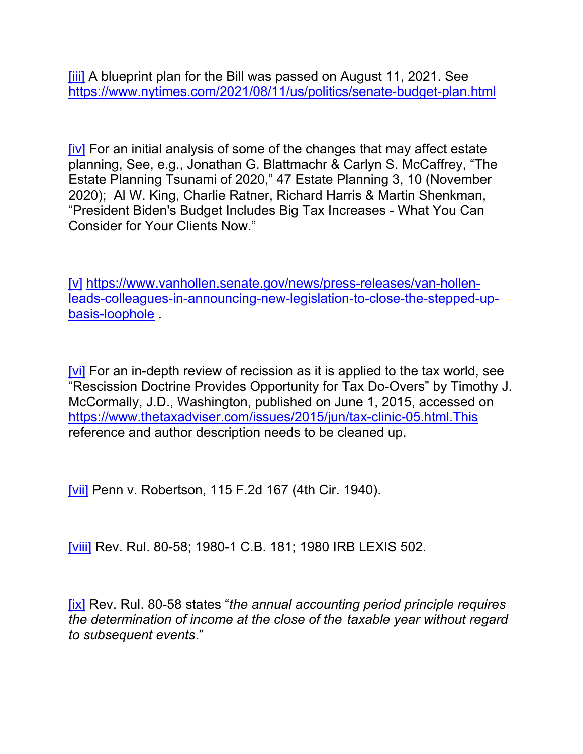[iii] A blueprint plan for the Bill was passed on August 11, 2021. See https://www.nytimes.com/2021/08/11/us/politics/senate-budget-plan.html

[iv] For an initial analysis of some of the changes that may affect estate planning, See, e.g., Jonathan G. Blattmachr & Carlyn S. McCaffrey, "The Estate Planning Tsunami of 2020," 47 Estate Planning 3, 10 (November 2020); Al W. King, Charlie Ratner, Richard Harris & Martin Shenkman, "President Biden's Budget Includes Big Tax Increases - What You Can Consider for Your Clients Now."

[v] https://www.vanhollen.senate.gov/news/press-releases/van-hollen-leads-colleagues-in-announcing-new-legislation-to-close-the-stepped-up-basis-loophole .

[vi] For an in-depth review of recission as it is applied to the tax world, see "Rescission Doctrine Provides Opportunity for Tax Do-Overs" by Timothy J. McCormally, J.D., Washington, published on June 1, 2015, accessed on https://www.thetaxadviser.com/issues/2015/jun/tax-clinic-05.html.This reference and author description needs to be cleaned up.

[vii] Penn v. Robertson, 115 F.2d 167 (4th Cir. 1940).

[viii] Rev. Rul. 80-58; 1980-1 C.B. 181; 1980 IRB LEXIS 502.

[ix] Rev. Rul. 80-58 states "*the annual accounting period principle requires the determination of income at the close of the taxable year without regard to subsequent events*."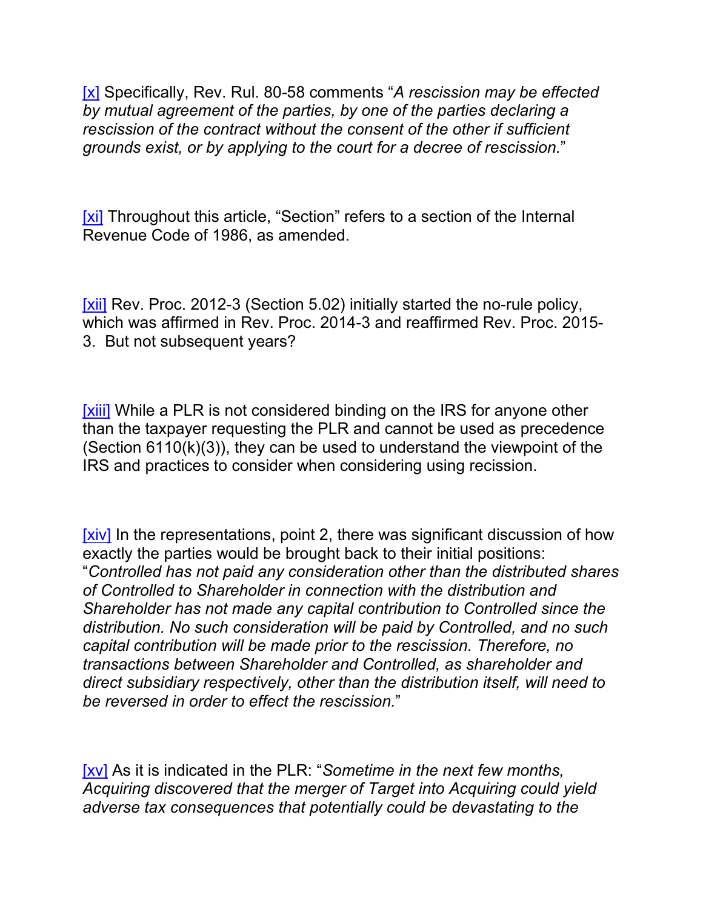[x] Specifically, Rev. Rul. 80-58 comments "*A rescission may be effected by mutual agreement of the parties, by one of the parties declaring a rescission of the contract without the consent of the other if sufficient grounds exist, or by applying to the court for a decree of rescission.*"

[xi] Throughout this article, "Section" refers to a section of the Internal Revenue Code of 1986, as amended.

[xii] Rev. Proc. 2012-3 (Section 5.02) initially started the no-rule policy, which was affirmed in Rev. Proc. 2014-3 and reaffirmed Rev. Proc. 2015-3. But not subsequent years?

[xiii] While a PLR is not considered binding on the IRS for anyone other than the taxpayer requesting the PLR and cannot be used as precedence (Section 6110(k)(3)), they can be used to understand the viewpoint of the IRS and practices to consider when considering using recission.

[xiv] In the representations, point 2, there was significant discussion of how exactly the parties would be brought back to their initial positions: "*Controlled has not paid any consideration other than the distributed shares of Controlled to Shareholder in connection with the distribution and Shareholder has not made any capital contribution to Controlled since the distribution. No such consideration will be paid by Controlled, and no such capital contribution will be made prior to the rescission. Therefore, no transactions between Shareholder and Controlled, as shareholder and direct subsidiary respectively, other than the distribution itself, will need to be reversed in order to effect the rescission.*"

[xv] As it is indicated in the PLR: "*Sometime in the next few months, Acquiring discovered that the merger of Target into Acquiring could yield adverse tax consequences that potentially could be devastating to the*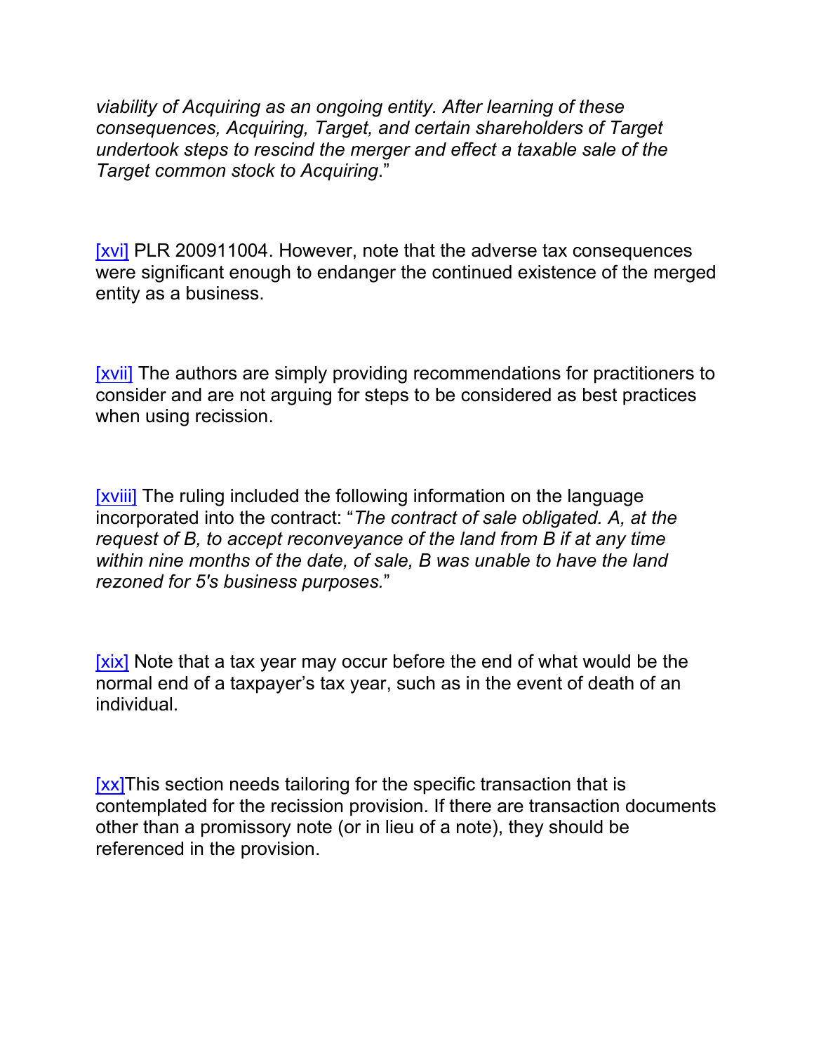*viability of Acquiring as an ongoing entity. After learning of these consequences, Acquiring, Target, and certain shareholders of Target undertook steps to rescind the merger and effect a taxable sale of the Target common stock to Acquiring*."

[xvi] PLR 200911004. However, note that the adverse tax consequences were significant enough to endanger the continued existence of the merged entity as a business.

[xvii] The authors are simply providing recommendations for practitioners to consider and are not arguing for steps to be considered as best practices when using recission.

[xviii] The ruling included the following information on the language incorporated into the contract: "*The contract of sale obligated. A, at the request of B, to accept reconveyance of the land from B if at any time within nine months of the date, of sale, B was unable to have the land rezoned for 5's business purposes.*"

[xix] Note that a tax year may occur before the end of what would be the normal end of a taxpayer's tax year, such as in the event of death of an individual.

[xx]This section needs tailoring for the specific transaction that is contemplated for the recission provision. If there are transaction documents other than a promissory note (or in lieu of a note), they should be referenced in the provision.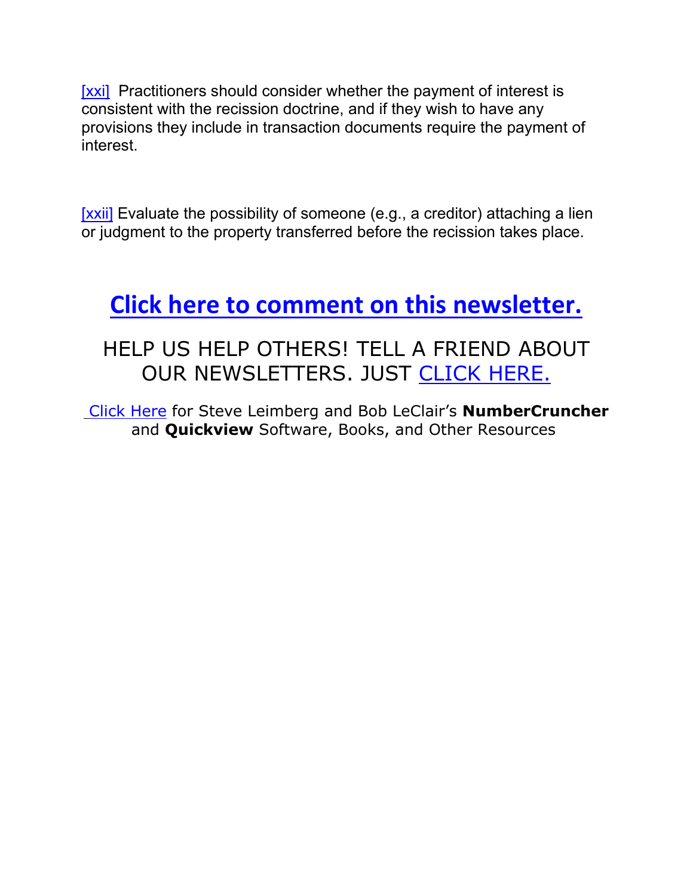[xxi] Practitioners should consider whether the payment of interest is consistent with the recission doctrine, and if they wish to have any provisions they include in transaction documents require the payment of interest.

[xxii] Evaluate the possibility of someone (e.g., a creditor) attaching a lien or judgment to the property transferred before the recission takes place.

## Click here to comment on this newsletter.

HELP US HELP OTHERS! TELL A FRIEND ABOUT OUR NEWSLETTERS. JUST CLICK HERE.

Click Here for Steve Leimberg and Bob LeClair's **NumberCruncher** and **Quickview** Software, Books, and Other Resources